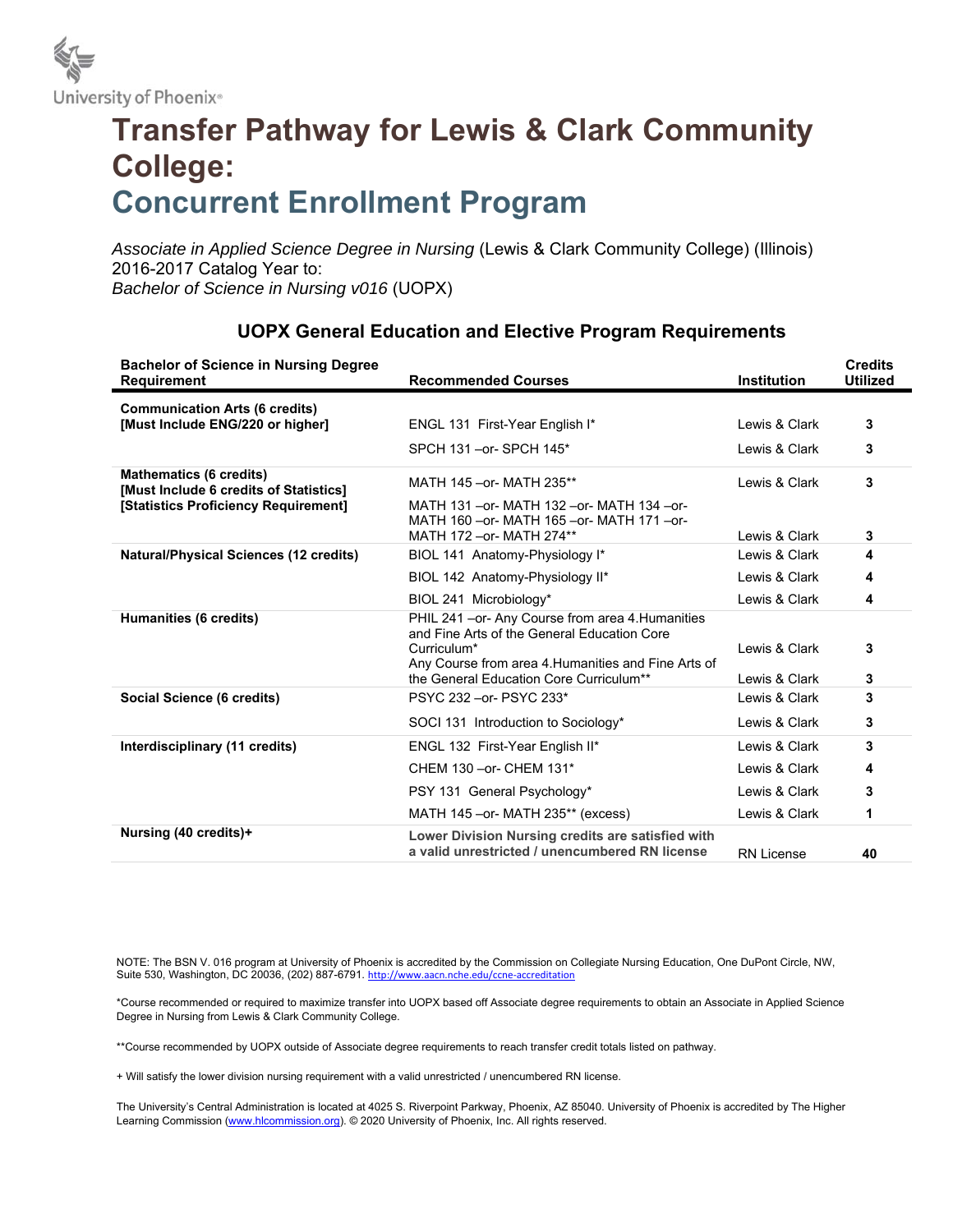University of Phoenix®

# Transfer Pathway for Lewis & Clark Community College:

## Concurrent Enrollment Program

*Associate in Applied Science Degree in Nursing* (Lewis & Clark Community College) (Illinois) 2016-2017 Catalog Year to:
*Bachelor of Science in Nursing v016* (UOPX)

### UOPX General Education and Elective Program Requirements

| Bachelor of Science in Nursing Degree Requirement | Recommended Courses | Institution | Credits Utilized |
|---|---|---|---|
| **Communication Arts (6 credits) [Must Include ENG/220 or higher]** | ENGL 131 First-Year English I* | Lewis & Clark | **3** |
| | SPCH 131 –or- SPCH 145* | Lewis & Clark | **3** |
| **Mathematics (6 credits) [Must Include 6 credits of Statistics] [Statistics Proficiency Requirement]** | MATH 145 –or- MATH 235** | Lewis & Clark | **3** |
| | MATH 131 –or- MATH 132 –or- MATH 134 –or- MATH 160 –or- MATH 165 –or- MATH 171 –or- MATH 172 –or- MATH 274** | Lewis & Clark | **3** |
| **Natural/Physical Sciences (12 credits)** | BIOL 141 Anatomy-Physiology I* | Lewis & Clark | **4** |
| | BIOL 142 Anatomy-Physiology II* | Lewis & Clark | **4** |
| | BIOL 241 Microbiology* | Lewis & Clark | **4** |
| **Humanities (6 credits)** | PHIL 241 –or- Any Course from area 4.Humanities and Fine Arts of the General Education Core Curriculum* | Lewis & Clark | **3** |
| | Any Course from area 4.Humanities and Fine Arts of the General Education Core Curriculum** | Lewis & Clark | **3** |
| **Social Science (6 credits)** | PSYC 232 –or- PSYC 233* | Lewis & Clark | **3** |
| | SOCI 131 Introduction to Sociology* | Lewis & Clark | **3** |
| **Interdisciplinary (11 credits)** | ENGL 132 First-Year English II* | Lewis & Clark | **3** |
| | CHEM 130 –or- CHEM 131* | Lewis & Clark | **4** |
| | PSY 131 General Psychology* | Lewis & Clark | **3** |
| | MATH 145 –or- MATH 235** (excess) | Lewis & Clark | **1** |
| **Nursing (40 credits)+** | **Lower Division Nursing credits are satisfied with a valid unrestricted / unencumbered RN license** | RN License | **40** |

NOTE: The BSN V. 016 program at University of Phoenix is accredited by the Commission on Collegiate Nursing Education, One DuPont Circle, NW, Suite 530, Washington, DC 20036, (202) 887-6791. http://www.aacn.nche.edu/ccne-accreditation

*Course recommended or required to maximize transfer into UOPX based off Associate degree requirements to obtain an Associate in Applied Science Degree in Nursing from Lewis & Clark Community College.

**Course recommended by UOPX outside of Associate degree requirements to reach transfer credit totals listed on pathway.

+ Will satisfy the lower division nursing requirement with a valid unrestricted / unencumbered RN license.

The University's Central Administration is located at 4025 S. Riverpoint Parkway, Phoenix, AZ 85040. University of Phoenix is accredited by The Higher Learning Commission (www.hlcommission.org). © 2020 University of Phoenix, Inc. All rights reserved.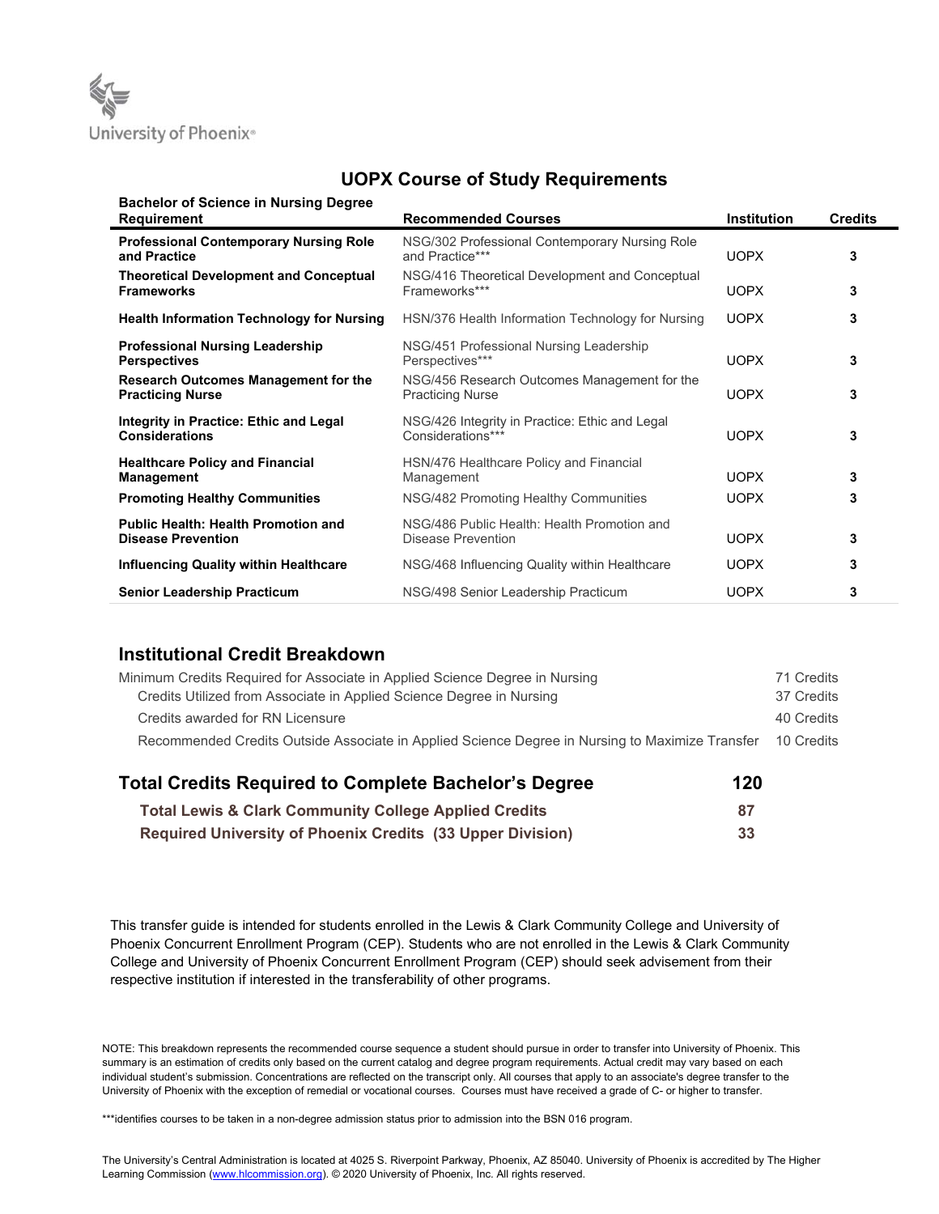University of Phoenix®

# UOPX Course of Study Requirements

| Bachelor of Science in Nursing Degree Requirement | Recommended Courses | Institution | Credits |
|---|---|---|---|
| **Professional Contemporary Nursing Role and Practice** | NSG/302 Professional Contemporary Nursing Role and Practice*** | UOPX | 3 |
| **Theoretical Development and Conceptual Frameworks** | NSG/416 Theoretical Development and Conceptual Frameworks*** | UOPX | 3 |
| **Health Information Technology for Nursing** | HSN/376 Health Information Technology for Nursing | UOPX | 3 |
| **Professional Nursing Leadership Perspectives** | NSG/451 Professional Nursing Leadership Perspectives*** | UOPX | 3 |
| **Research Outcomes Management for the Practicing Nurse** | NSG/456 Research Outcomes Management for the Practicing Nurse | UOPX | 3 |
| **Integrity in Practice: Ethic and Legal Considerations** | NSG/426 Integrity in Practice: Ethic and Legal Considerations*** | UOPX | 3 |
| **Healthcare Policy and Financial Management** | HSN/476 Healthcare Policy and Financial Management | UOPX | 3 |
| **Promoting Healthy Communities** | NSG/482 Promoting Healthy Communities | UOPX | 3 |
| **Public Health: Health Promotion and Disease Prevention** | NSG/486 Public Health: Health Promotion and Disease Prevention | UOPX | 3 |
| **Influencing Quality within Healthcare** | NSG/468 Influencing Quality within Healthcare | UOPX | 3 |
| **Senior Leadership Practicum** | NSG/498 Senior Leadership Practicum | UOPX | 3 |

## Institutional Credit Breakdown

| | |
|---|---|
| Minimum Credits Required for Associate in Applied Science Degree in Nursing | 71 Credits |
| Credits Utilized from Associate in Applied Science Degree in Nursing | 37 Credits |
| Credits awarded for RN Licensure | 40 Credits |
| Recommended Credits Outside Associate in Applied Science Degree in Nursing to Maximize Transfer | 10 Credits |

| | |
|---|---|
| **Total Credits Required to Complete Bachelor's Degree** | **120** |
| **Total Lewis & Clark Community College Applied Credits** | **87** |
| **Required University of Phoenix Credits (33 Upper Division)** | **33** |

This transfer guide is intended for students enrolled in the Lewis & Clark Community College and University of Phoenix Concurrent Enrollment Program (CEP). Students who are not enrolled in the Lewis & Clark Community College and University of Phoenix Concurrent Enrollment Program (CEP) should seek advisement from their respective institution if interested in the transferability of other programs.

NOTE: This breakdown represents the recommended course sequence a student should pursue in order to transfer into University of Phoenix. This summary is an estimation of credits only based on the current catalog and degree program requirements. Actual credit may vary based on each individual student's submission. Concentrations are reflected on the transcript only. All courses that apply to an associate's degree transfer to the University of Phoenix with the exception of remedial or vocational courses. Courses must have received a grade of C- or higher to transfer.

***identifies courses to be taken in a non-degree admission status prior to admission into the BSN 016 program.

The University's Central Administration is located at 4025 S. Riverpoint Parkway, Phoenix, AZ 85040. University of Phoenix is accredited by The Higher Learning Commission (www.hlcommission.org). © 2020 University of Phoenix, Inc. All rights reserved.